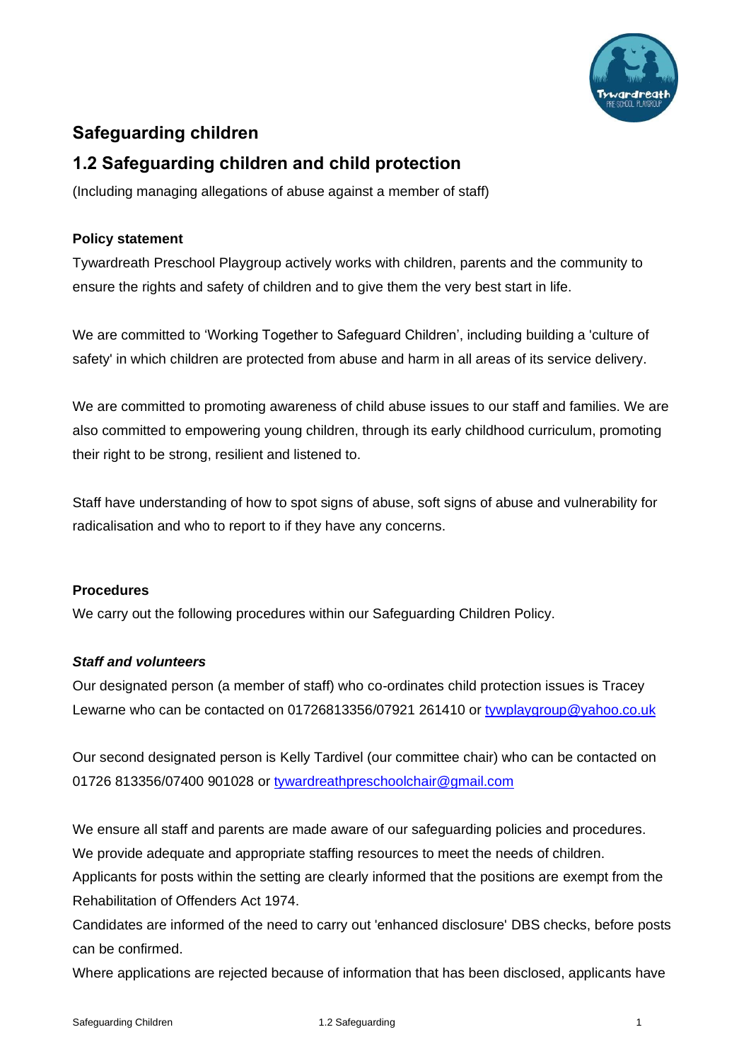# Safeguarding children

## 1.2 Safeguarding children and child protection

(Including managing allegations of abuse against a member of staff)

### Policy statement

Tywardreath Preschool Playgroup actively works with children, parents and the community to ensure the rights and safety of children and to give them the very best start in life.

We are committed to 'Working Together to Safeguard Children', including building a 'culture of safety' in which children are protected from abuse and harm in all areas of its service delivery.

We are committed to promoting awareness of child abuse issues to our staff and families. We are also committed to empowering young children, through its early childhood curriculum, promoting their right to be strong, resilient and listened to.

Staff have understanding of how to spot signs of abuse, soft signs of abuse and vulnerability for radicalisation and who to report to if they have any concerns.

### Procedures

We carry out the following procedures within our Safeguarding Children Policy.

#### *Staff and volunteers*

Our designated person (a member of staff) who co-ordinates child protection issues is Tracey Lewarne who can be contacted on 01726813356/07921 261410 or [tywplaygroup@yahoo.co.uk](mailto:tywplaygroup@yahoo.co.uk)

Our second designated person is Kelly Tardivel (our committee chair) who can be contacted on 01726 813356/07400 901028 or [tywardreathpreschoolchair@gmail.com](mailto:tywardreathpreschoolchair@gmail.com)

We ensure all staff and parents are made aware of our safeguarding policies and procedures.
We provide adequate and appropriate staffing resources to meet the needs of children.
Applicants for posts within the setting are clearly informed that the positions are exempt from the Rehabilitation of Offenders Act 1974.
Candidates are informed of the need to carry out 'enhanced disclosure' DBS checks, before posts can be confirmed.
Where applications are rejected because of information that has been disclosed, applicants have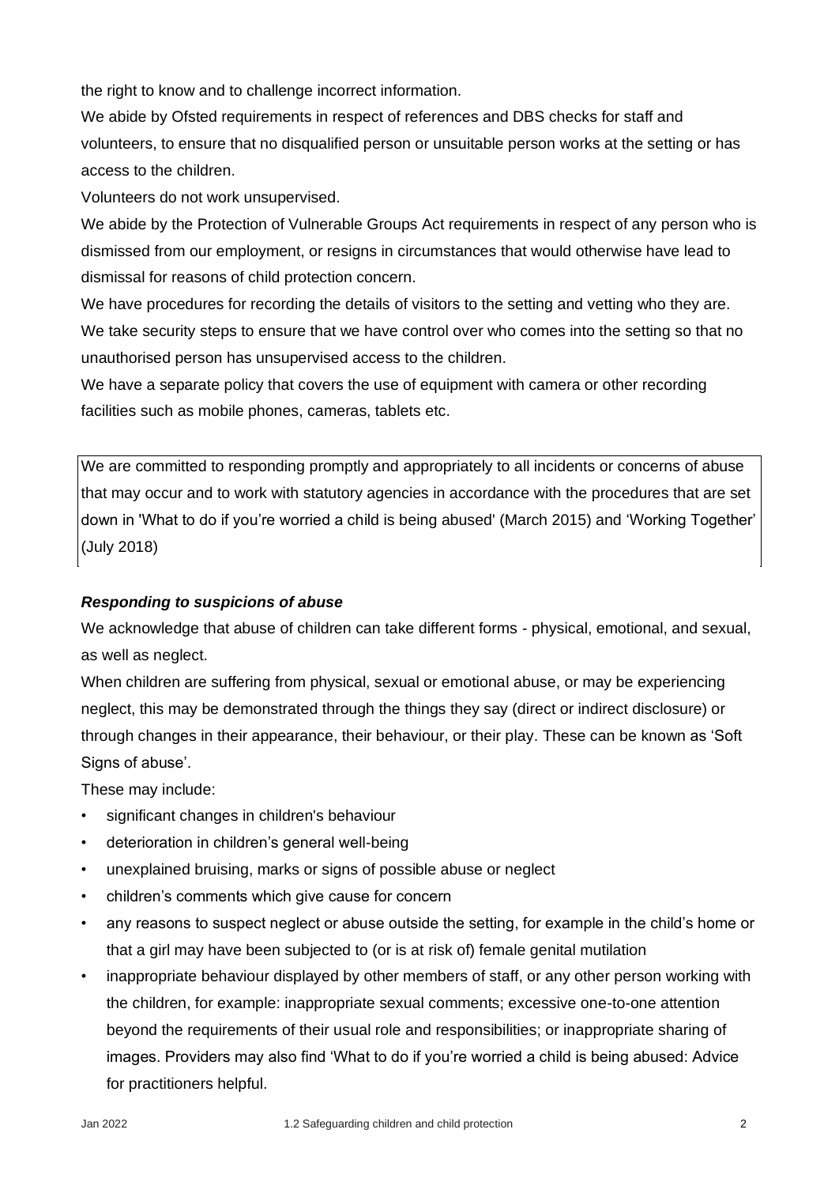the right to know and to challenge incorrect information.

We abide by Ofsted requirements in respect of references and DBS checks for staff and volunteers, to ensure that no disqualified person or unsuitable person works at the setting or has access to the children.

Volunteers do not work unsupervised.

We abide by the Protection of Vulnerable Groups Act requirements in respect of any person who is dismissed from our employment, or resigns in circumstances that would otherwise have lead to dismissal for reasons of child protection concern.

We have procedures for recording the details of visitors to the setting and vetting who they are.

We take security steps to ensure that we have control over who comes into the setting so that no unauthorised person has unsupervised access to the children.

We have a separate policy that covers the use of equipment with camera or other recording facilities such as mobile phones, cameras, tablets etc.

We are committed to responding promptly and appropriately to all incidents or concerns of abuse that may occur and to work with statutory agencies in accordance with the procedures that are set down in 'What to do if you're worried a child is being abused' (March 2015) and 'Working Together' (July 2018)

### *Responding to suspicions of abuse*

We acknowledge that abuse of children can take different forms - physical, emotional, and sexual, as well as neglect.

When children are suffering from physical, sexual or emotional abuse, or may be experiencing neglect, this may be demonstrated through the things they say (direct or indirect disclosure) or through changes in their appearance, their behaviour, or their play. These can be known as 'Soft Signs of abuse'.

These may include:

- significant changes in children's behaviour
- deterioration in children's general well-being
- unexplained bruising, marks or signs of possible abuse or neglect
- children's comments which give cause for concern
- any reasons to suspect neglect or abuse outside the setting, for example in the child's home or that a girl may have been subjected to (or is at risk of) female genital mutilation
- inappropriate behaviour displayed by other members of staff, or any other person working with the children, for example: inappropriate sexual comments; excessive one-to-one attention beyond the requirements of their usual role and responsibilities; or inappropriate sharing of images. Providers may also find 'What to do if you're worried a child is being abused: Advice for practitioners helpful.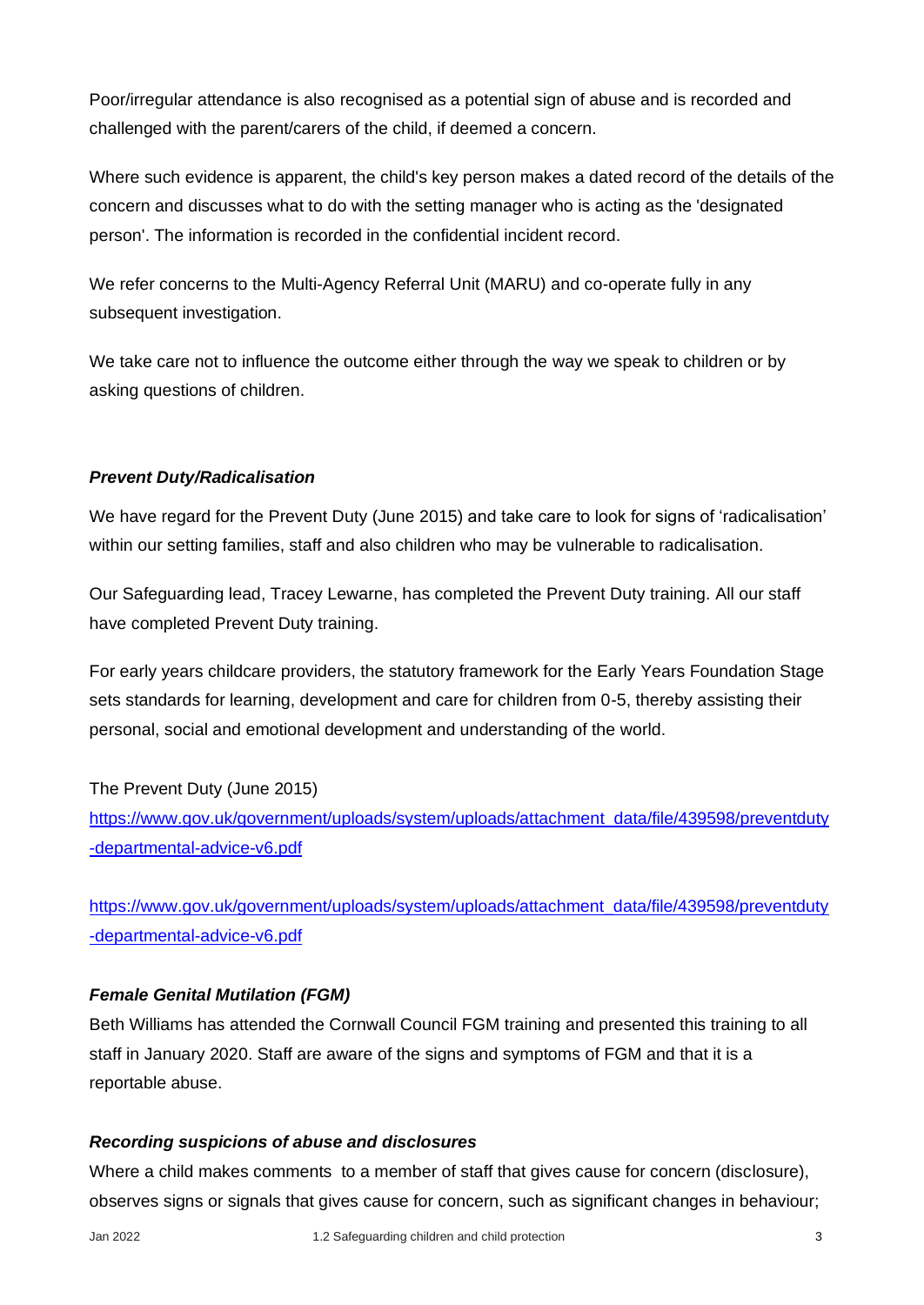Poor/irregular attendance is also recognised as a potential sign of abuse and is recorded and challenged with the parent/carers of the child, if deemed a concern.

Where such evidence is apparent, the child's key person makes a dated record of the details of the concern and discusses what to do with the setting manager who is acting as the 'designated person'. The information is recorded in the confidential incident record.

We refer concerns to the Multi-Agency Referral Unit (MARU) and co-operate fully in any subsequent investigation.

We take care not to influence the outcome either through the way we speak to children or by asking questions of children.

***Prevent Duty/Radicalisation***

We have regard for the Prevent Duty (June 2015) and take care to look for signs of 'radicalisation' within our setting families, staff and also children who may be vulnerable to radicalisation.

Our Safeguarding lead, Tracey Lewarne, has completed the Prevent Duty training. All our staff have completed Prevent Duty training.

For early years childcare providers, the statutory framework for the Early Years Foundation Stage sets standards for learning, development and care for children from 0-5, thereby assisting their personal, social and emotional development and understanding of the world.

The Prevent Duty (June 2015)
https://www.gov.uk/government/uploads/system/uploads/attachment_data/file/439598/preventduty-departmental-advice-v6.pdf

https://www.gov.uk/government/uploads/system/uploads/attachment_data/file/439598/preventduty-departmental-advice-v6.pdf

***Female Genital Mutilation (FGM)***

Beth Williams has attended the Cornwall Council FGM training and presented this training to all staff in January 2020. Staff are aware of the signs and symptoms of FGM and that it is a reportable abuse.

***Recording suspicions of abuse and disclosures***

Where a child makes comments to a member of staff that gives cause for concern (disclosure), observes signs or signals that gives cause for concern, such as significant changes in behaviour;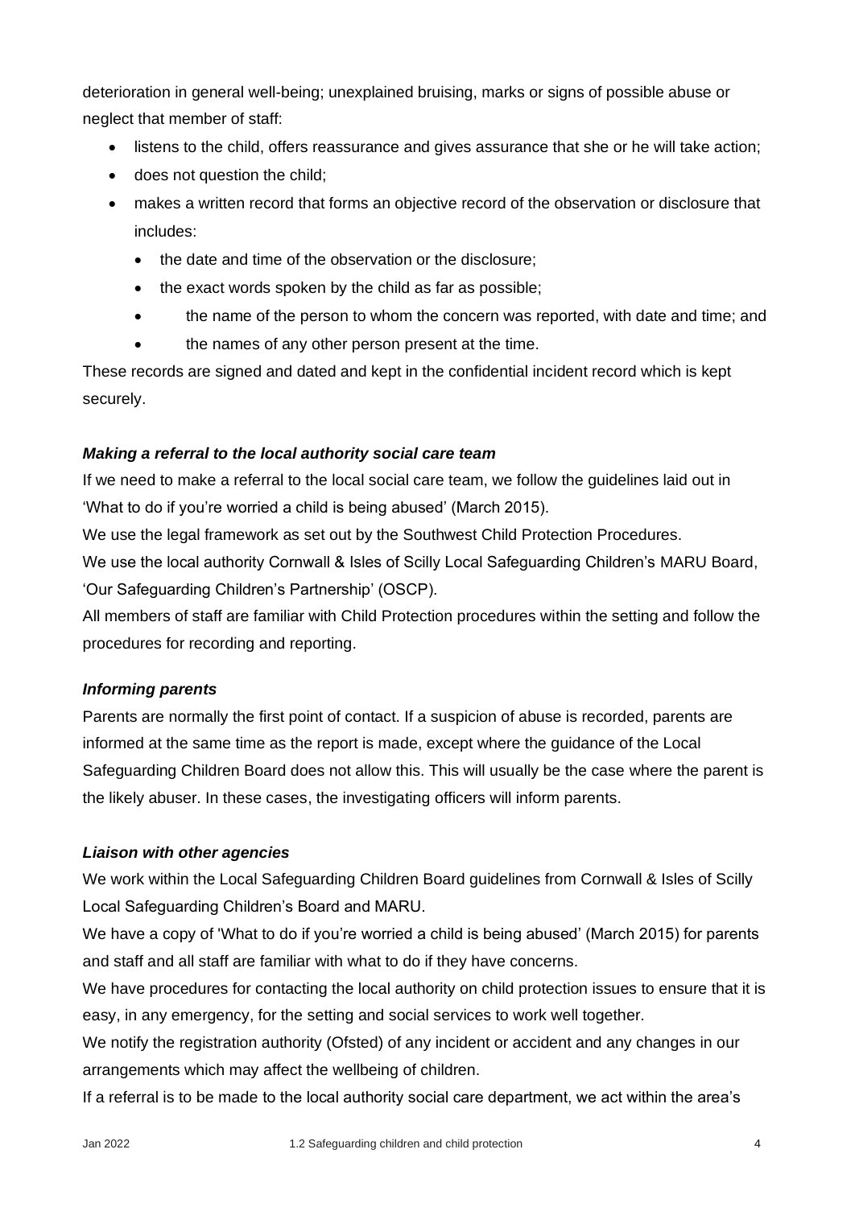deterioration in general well-being; unexplained bruising, marks or signs of possible abuse or neglect that member of staff:

- listens to the child, offers reassurance and gives assurance that she or he will take action;
- does not question the child;
- makes a written record that forms an objective record of the observation or disclosure that includes:
  - the date and time of the observation or the disclosure;
  - the exact words spoken by the child as far as possible;
  - the name of the person to whom the concern was reported, with date and time; and
  - the names of any other person present at the time.

These records are signed and dated and kept in the confidential incident record which is kept securely.

### *Making a referral to the local authority social care team*

If we need to make a referral to the local social care team, we follow the guidelines laid out in 'What to do if you're worried a child is being abused' (March 2015).

We use the legal framework as set out by the Southwest Child Protection Procedures.

We use the local authority Cornwall & Isles of Scilly Local Safeguarding Children's MARU Board, 'Our Safeguarding Children's Partnership' (OSCP).

All members of staff are familiar with Child Protection procedures within the setting and follow the procedures for recording and reporting.

### *Informing parents*

Parents are normally the first point of contact. If a suspicion of abuse is recorded, parents are informed at the same time as the report is made, except where the guidance of the Local Safeguarding Children Board does not allow this. This will usually be the case where the parent is the likely abuser. In these cases, the investigating officers will inform parents.

### *Liaison with other agencies*

We work within the Local Safeguarding Children Board guidelines from Cornwall & Isles of Scilly Local Safeguarding Children's Board and MARU.

We have a copy of 'What to do if you're worried a child is being abused' (March 2015) for parents and staff and all staff are familiar with what to do if they have concerns.

We have procedures for contacting the local authority on child protection issues to ensure that it is easy, in any emergency, for the setting and social services to work well together.

We notify the registration authority (Ofsted) of any incident or accident and any changes in our arrangements which may affect the wellbeing of children.

If a referral is to be made to the local authority social care department, we act within the area's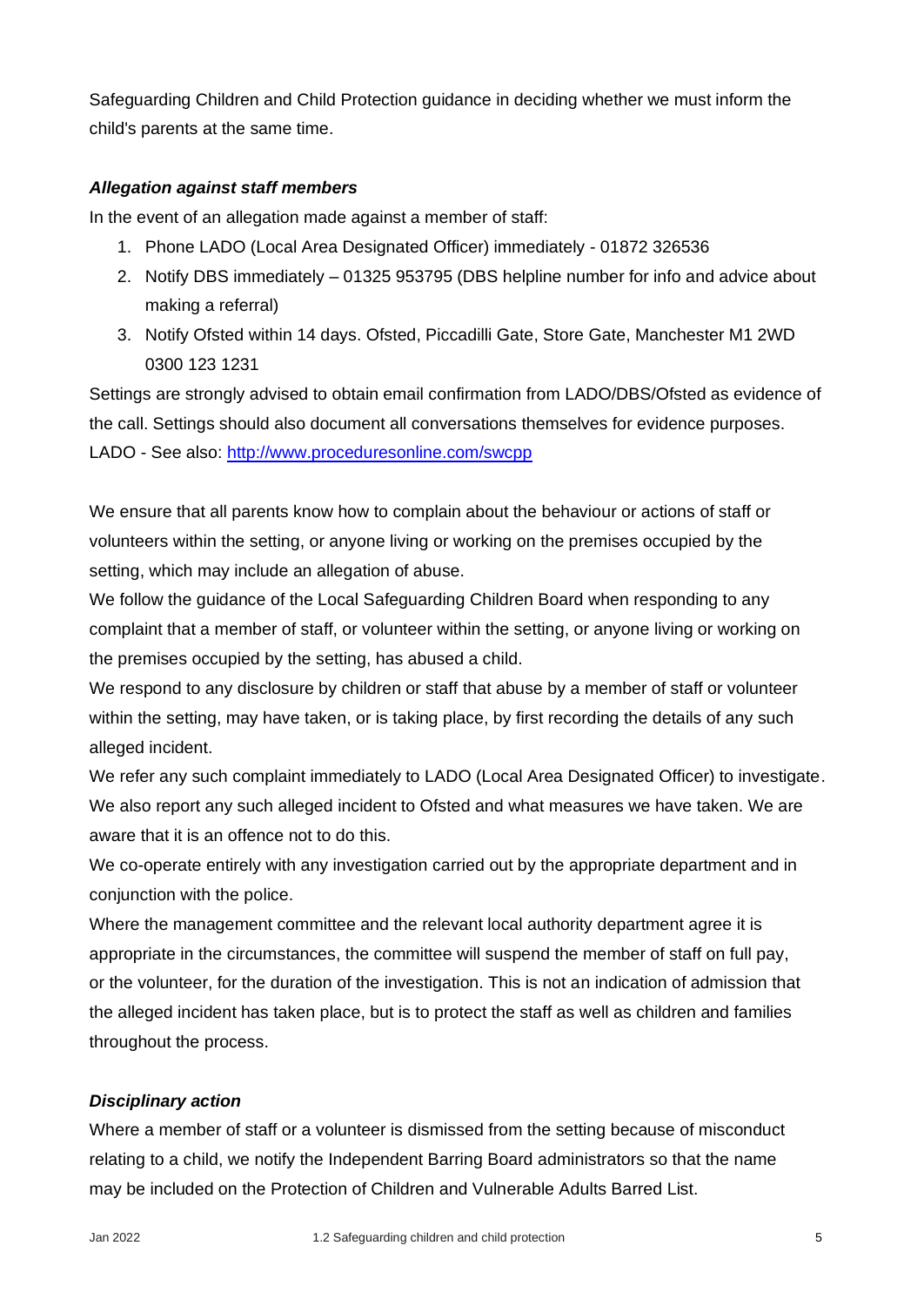Safeguarding Children and Child Protection guidance in deciding whether we must inform the child's parents at the same time.

***Allegation against staff members***

In the event of an allegation made against a member of staff:

1. Phone LADO (Local Area Designated Officer) immediately - 01872 326536
2. Notify DBS immediately – 01325 953795 (DBS helpline number for info and advice about making a referral)
3. Notify Ofsted within 14 days. Ofsted, Piccadilli Gate, Store Gate, Manchester M1 2WD 0300 123 1231

Settings are strongly advised to obtain email confirmation from LADO/DBS/Ofsted as evidence of the call. Settings should also document all conversations themselves for evidence purposes.
LADO - See also: [http://www.proceduresonline.com/swcpp](http://www.proceduresonline.com/swcpp)

We ensure that all parents know how to complain about the behaviour or actions of staff or volunteers within the setting, or anyone living or working on the premises occupied by the setting, which may include an allegation of abuse.
We follow the guidance of the Local Safeguarding Children Board when responding to any complaint that a member of staff, or volunteer within the setting, or anyone living or working on the premises occupied by the setting, has abused a child.
We respond to any disclosure by children or staff that abuse by a member of staff or volunteer within the setting, may have taken, or is taking place, by first recording the details of any such alleged incident.
We refer any such complaint immediately to LADO (Local Area Designated Officer) to investigate. We also report any such alleged incident to Ofsted and what measures we have taken. We are aware that it is an offence not to do this.
We co-operate entirely with any investigation carried out by the appropriate department and in conjunction with the police.
Where the management committee and the relevant local authority department agree it is appropriate in the circumstances, the committee will suspend the member of staff on full pay, or the volunteer, for the duration of the investigation. This is not an indication of admission that the alleged incident has taken place, but is to protect the staff as well as children and families throughout the process.

***Disciplinary action***

Where a member of staff or a volunteer is dismissed from the setting because of misconduct relating to a child, we notify the Independent Barring Board administrators so that the name may be included on the Protection of Children and Vulnerable Adults Barred List.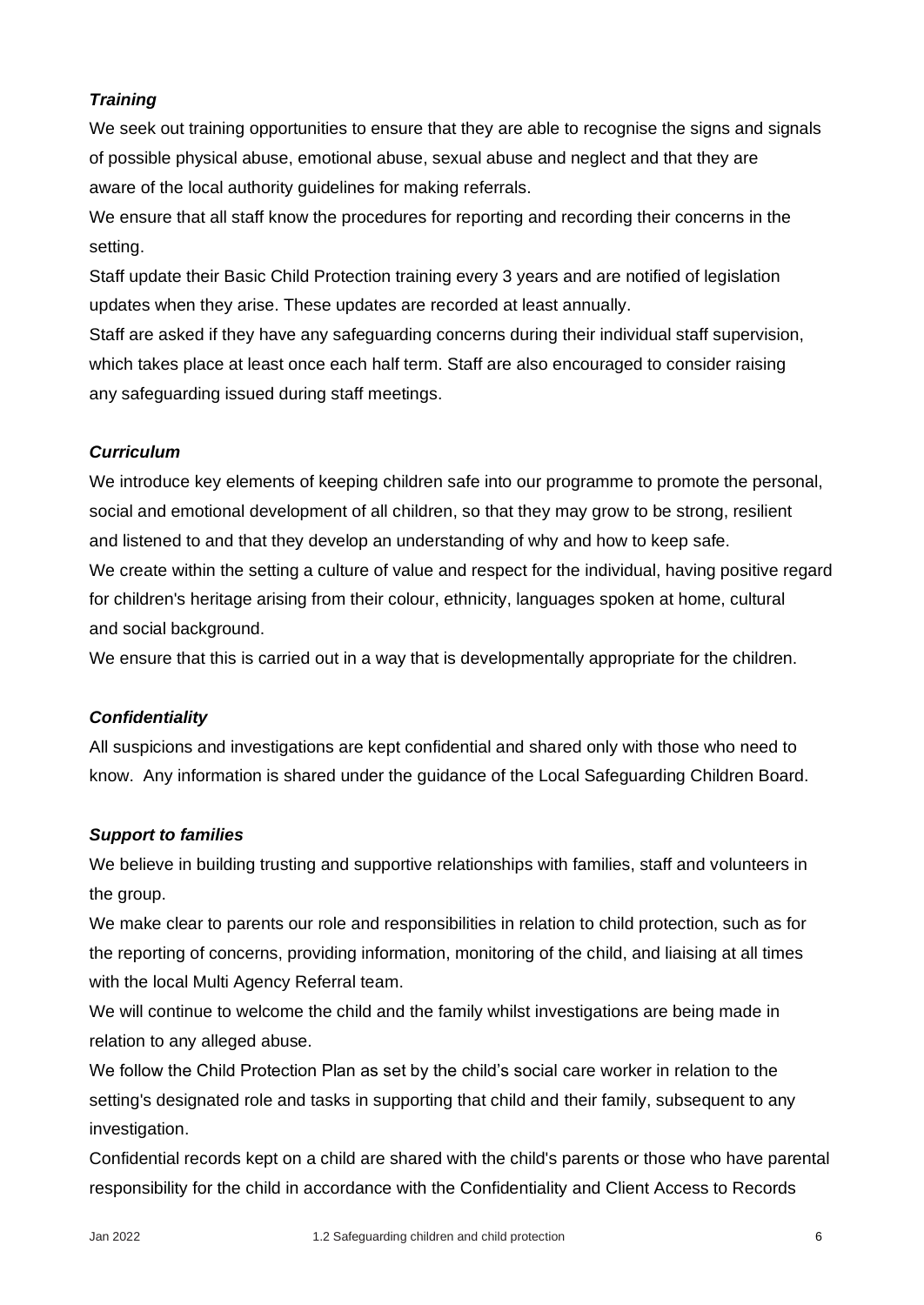***Training***

We seek out training opportunities to ensure that they are able to recognise the signs and signals of possible physical abuse, emotional abuse, sexual abuse and neglect and that they are aware of the local authority guidelines for making referrals.

We ensure that all staff know the procedures for reporting and recording their concerns in the setting.

Staff update their Basic Child Protection training every 3 years and are notified of legislation updates when they arise. These updates are recorded at least annually.

Staff are asked if they have any safeguarding concerns during their individual staff supervision, which takes place at least once each half term. Staff are also encouraged to consider raising any safeguarding issued during staff meetings.

***Curriculum***

We introduce key elements of keeping children safe into our programme to promote the personal, social and emotional development of all children, so that they may grow to be strong, resilient and listened to and that they develop an understanding of why and how to keep safe.

We create within the setting a culture of value and respect for the individual, having positive regard for children's heritage arising from their colour, ethnicity, languages spoken at home, cultural and social background.

We ensure that this is carried out in a way that is developmentally appropriate for the children.

***Confidentiality***

All suspicions and investigations are kept confidential and shared only with those who need to know. Any information is shared under the guidance of the Local Safeguarding Children Board.

***Support to families***

We believe in building trusting and supportive relationships with families, staff and volunteers in the group.

We make clear to parents our role and responsibilities in relation to child protection, such as for the reporting of concerns, providing information, monitoring of the child, and liaising at all times with the local Multi Agency Referral team.

We will continue to welcome the child and the family whilst investigations are being made in relation to any alleged abuse.

We follow the Child Protection Plan as set by the child's social care worker in relation to the setting's designated role and tasks in supporting that child and their family, subsequent to any investigation.

Confidential records kept on a child are shared with the child's parents or those who have parental responsibility for the child in accordance with the Confidentiality and Client Access to Records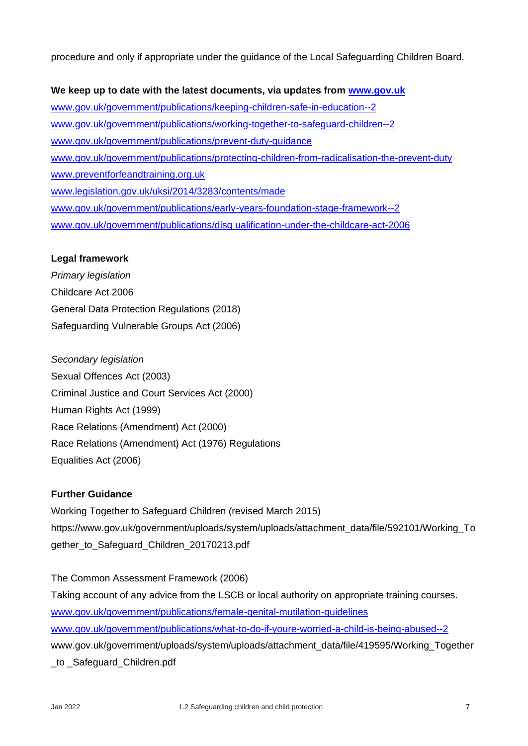procedure and only if appropriate under the guidance of the Local Safeguarding Children Board.

**We keep up to date with the latest documents, via updates from www.gov.uk**

www.gov.uk/government/publications/keeping-children-safe-in-education--2
www.gov.uk/government/publications/working-together-to-safeguard-children--2
www.gov.uk/government/publications/prevent-duty-guidance
www.gov.uk/government/publications/protecting-children-from-radicalisation-the-prevent-duty
www.preventforfeandtraining.org.uk
www.legislation.gov.uk/uksi/2014/3283/contents/made
www.gov.uk/government/publications/early-years-foundation-stage-framework--2
www.gov.uk/government/publications/disq ualification-under-the-childcare-act-2006

**Legal framework**

*Primary legislation*

Childcare Act 2006
General Data Protection Regulations (2018)
Safeguarding Vulnerable Groups Act (2006)

*Secondary legislation*

Sexual Offences Act (2003)
Criminal Justice and Court Services Act (2000)
Human Rights Act (1999)
Race Relations (Amendment) Act (2000)
Race Relations (Amendment) Act (1976) Regulations
Equalities Act (2006)

**Further Guidance**

Working Together to Safeguard Children (revised March 2015)
https://www.gov.uk/government/uploads/system/uploads/attachment_data/file/592101/Working_Together_to_Safeguard_Children_20170213.pdf

The Common Assessment Framework (2006)
Taking account of any advice from the LSCB or local authority on appropriate training courses.
www.gov.uk/government/publications/female-genital-mutilation-guidelines
www.gov.uk/government/publications/what-to-do-if-youre-worried-a-child-is-being-abused--2
www.gov.uk/government/uploads/system/uploads/attachment_data/file/419595/Working_Together_to _Safeguard_Children.pdf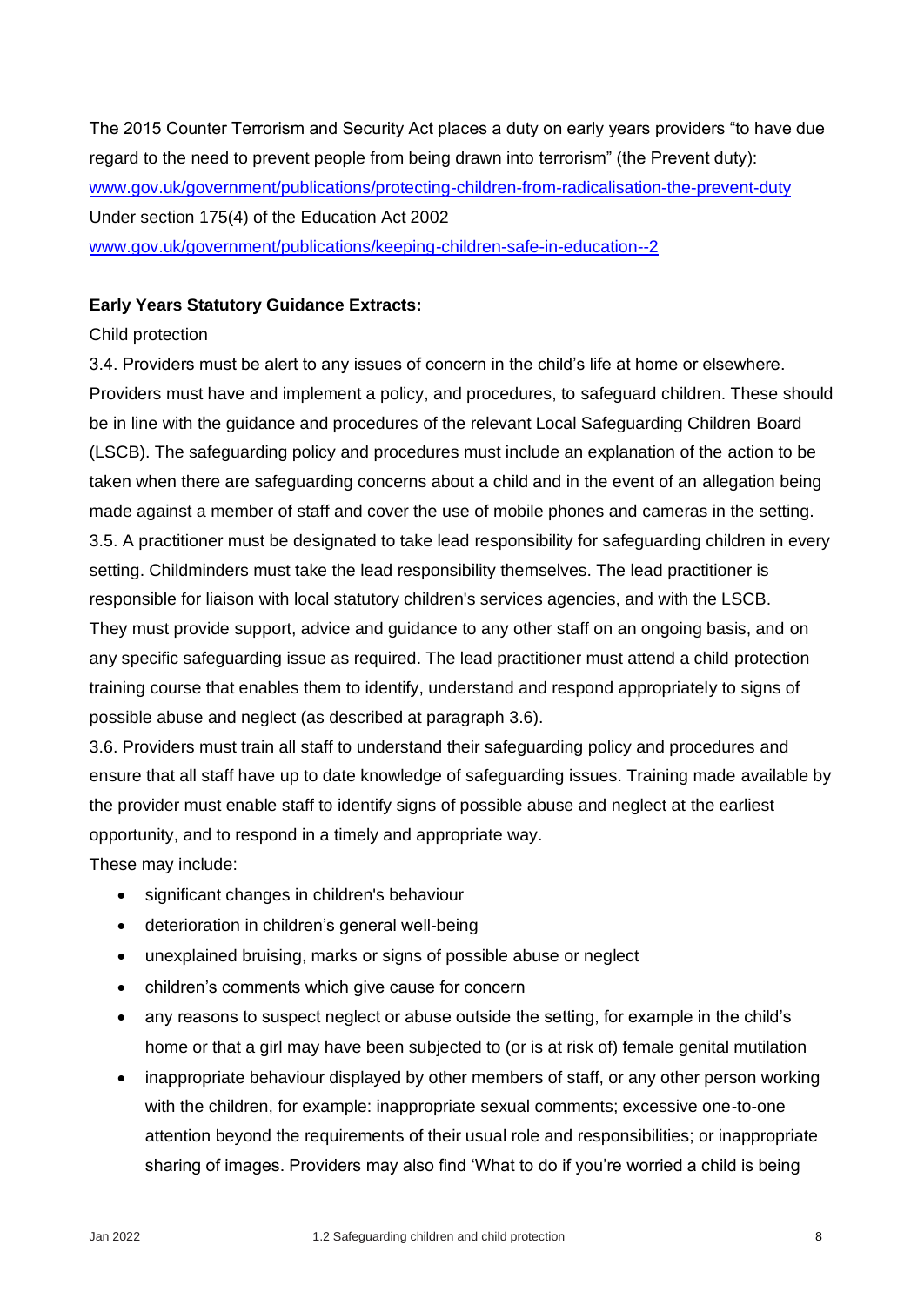The 2015 Counter Terrorism and Security Act places a duty on early years providers "to have due regard to the need to prevent people from being drawn into terrorism" (the Prevent duty): [www.gov.uk/government/publications/protecting-children-from-radicalisation-the-prevent-duty](http://www.gov.uk/government/publications/protecting-children-from-radicalisation-the-prevent-duty)
Under section 175(4) of the Education Act 2002
[www.gov.uk/government/publications/keeping-children-safe-in-education--2](http://www.gov.uk/government/publications/keeping-children-safe-in-education--2)

**Early Years Statutory Guidance Extracts:**

Child protection

3.4. Providers must be alert to any issues of concern in the child's life at home or elsewhere. Providers must have and implement a policy, and procedures, to safeguard children. These should be in line with the guidance and procedures of the relevant Local Safeguarding Children Board (LSCB). The safeguarding policy and procedures must include an explanation of the action to be taken when there are safeguarding concerns about a child and in the event of an allegation being made against a member of staff and cover the use of mobile phones and cameras in the setting.

3.5. A practitioner must be designated to take lead responsibility for safeguarding children in every setting. Childminders must take the lead responsibility themselves. The lead practitioner is responsible for liaison with local statutory children's services agencies, and with the LSCB. They must provide support, advice and guidance to any other staff on an ongoing basis, and on any specific safeguarding issue as required. The lead practitioner must attend a child protection training course that enables them to identify, understand and respond appropriately to signs of possible abuse and neglect (as described at paragraph 3.6).

3.6. Providers must train all staff to understand their safeguarding policy and procedures and ensure that all staff have up to date knowledge of safeguarding issues. Training made available by the provider must enable staff to identify signs of possible abuse and neglect at the earliest opportunity, and to respond in a timely and appropriate way.

These may include:

- significant changes in children's behaviour
- deterioration in children's general well-being
- unexplained bruising, marks or signs of possible abuse or neglect
- children's comments which give cause for concern
- any reasons to suspect neglect or abuse outside the setting, for example in the child's home or that a girl may have been subjected to (or is at risk of) female genital mutilation
- inappropriate behaviour displayed by other members of staff, or any other person working with the children, for example: inappropriate sexual comments; excessive one-to-one attention beyond the requirements of their usual role and responsibilities; or inappropriate sharing of images. Providers may also find 'What to do if you're worried a child is being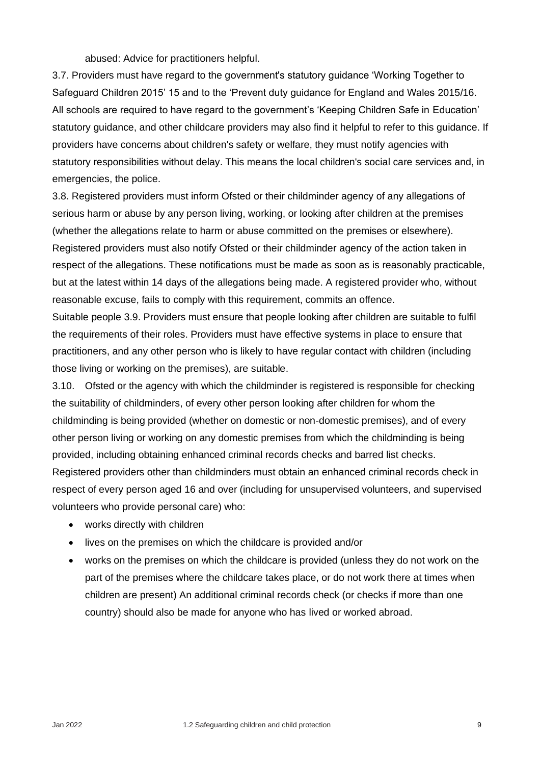abused: Advice for practitioners helpful.

3.7. Providers must have regard to the government's statutory guidance 'Working Together to Safeguard Children 2015' 15 and to the 'Prevent duty guidance for England and Wales 2015/16. All schools are required to have regard to the government's 'Keeping Children Safe in Education' statutory guidance, and other childcare providers may also find it helpful to refer to this guidance. If providers have concerns about children's safety or welfare, they must notify agencies with statutory responsibilities without delay. This means the local children's social care services and, in emergencies, the police.

3.8. Registered providers must inform Ofsted or their childminder agency of any allegations of serious harm or abuse by any person living, working, or looking after children at the premises (whether the allegations relate to harm or abuse committed on the premises or elsewhere). Registered providers must also notify Ofsted or their childminder agency of the action taken in respect of the allegations. These notifications must be made as soon as is reasonably practicable, but at the latest within 14 days of the allegations being made. A registered provider who, without reasonable excuse, fails to comply with this requirement, commits an offence.

Suitable people 3.9. Providers must ensure that people looking after children are suitable to fulfil the requirements of their roles. Providers must have effective systems in place to ensure that practitioners, and any other person who is likely to have regular contact with children (including those living or working on the premises), are suitable.

3.10. Ofsted or the agency with which the childminder is registered is responsible for checking the suitability of childminders, of every other person looking after children for whom the childminding is being provided (whether on domestic or non-domestic premises), and of every other person living or working on any domestic premises from which the childminding is being provided, including obtaining enhanced criminal records checks and barred list checks. Registered providers other than childminders must obtain an enhanced criminal records check in respect of every person aged 16 and over (including for unsupervised volunteers, and supervised volunteers who provide personal care) who:

- works directly with children
- lives on the premises on which the childcare is provided and/or
- works on the premises on which the childcare is provided (unless they do not work on the part of the premises where the childcare takes place, or do not work there at times when children are present) An additional criminal records check (or checks if more than one country) should also be made for anyone who has lived or worked abroad.